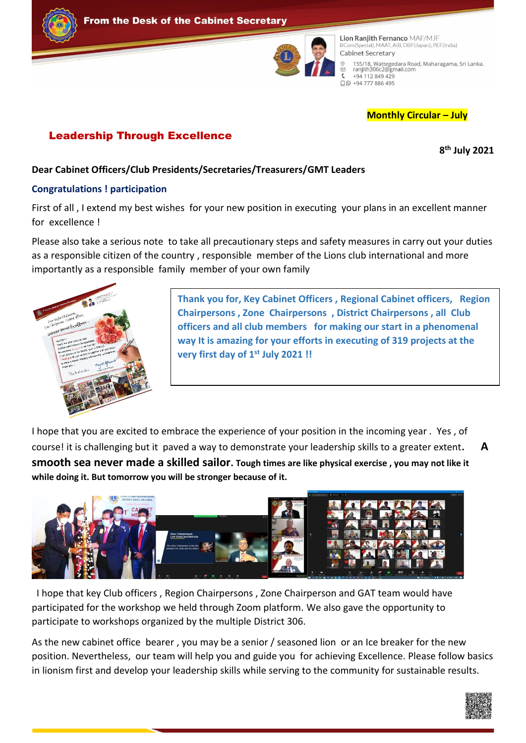From the Desk of the Cabinet Secretary

Lion Ranjith Fernanco MAF/MJF
BCom(Special), MAAT, AIB, DBF(Japan), PEF(India)
Cabinet Secretary

155/18, Wattegedara Road, Maharagama, Sri Lanka.
ranjith306c2@gmail.com
+94 112 849 429
+94 777 886 495

**Monthly Circular – July**

## Leadership Through Excellence

**8th July 2021**

**Dear Cabinet Officers/Club Presidents/Secretaries/Treasurers/GMT Leaders**

**Congratulations ! participation**

First of all , I extend my best wishes for your new position in executing your plans in an excellent manner for excellence !

Please also take a serious note to take all precautionary steps and safety measures in carry out your duties as a responsible citizen of the country , responsible member of the Lions club international and more importantly as a responsible family member of your own family

**Thank you for, Key Cabinet Officers , Regional Cabinet officers, Region Chairpersons , Zone Chairpersons , District Chairpersons , all Club officers and all club members for making our start in a phenomenal way It is amazing for your efforts in executing of 319 projects at the very first day of 1st July 2021 !!**

I hope that you are excited to embrace the experience of your position in the incoming year . Yes , of course! it is challenging but it paved a way to demonstrate your leadership skills to a greater extent. **A smooth sea never made a skilled sailor. Tough times are like physical exercise , you may not like it while doing it. But tomorrow you will be stronger because of it.**

I hope that key Club officers , Region Chairpersons , Zone Chairperson and GAT team would have participated for the workshop we held through Zoom platform. We also gave the opportunity to participate to workshops organized by the multiple District 306.

As the new cabinet office bearer , you may be a senior / seasoned lion or an Ice breaker for the new position. Nevertheless, our team will help you and guide you for achieving Excellence. Please follow basics in lionism first and develop your leadership skills while serving to the community for sustainable results.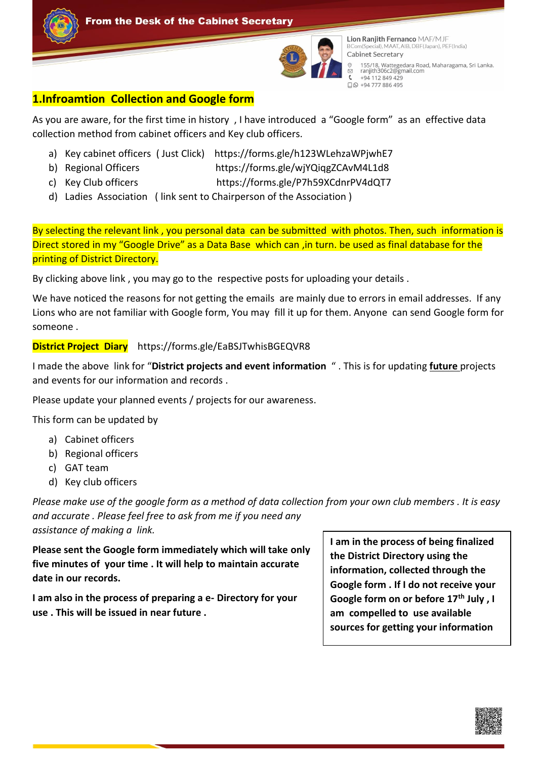From the Desk of the Cabinet Secretary

Lion Ranjith Fernanco MAF/MJF
BCom(Special), MAAT, AIB, DBF(Japan), PEF(India)
Cabinet Secretary

155/18, Wattegedara Road, Maharagama, Sri Lanka.
ranjith306c2@gmail.com
+94 112 849 429
+94 777 886 495

## 1.Infroamtion Collection and Google form

As you are aware, for the first time in history , I have introduced a "Google form" as an effective data collection method from cabinet officers and Key club officers.

a) Key cabinet officers ( Just Click) https://forms.gle/h123WLehzaWPjwhE7
b) Regional Officers https://forms.gle/wjYQiqgZCAvM4L1d8
c) Key Club officers https://forms.gle/P7h59XCdnrPV4dQT7
d) Ladies Association ( link sent to Chairperson of the Association )

By selecting the relevant link , you personal data can be submitted with photos. Then, such information is Direct stored in my "Google Drive" as a Data Base which can ,in turn. be used as final database for the printing of District Directory.

By clicking above link , you may go to the respective posts for uploading your details .

We have noticed the reasons for not getting the emails are mainly due to errors in email addresses. If any Lions who are not familiar with Google form, You may fill it up for them. Anyone can send Google form for someone .

**District Project Diary** https://forms.gle/EaBSJTwhisBGEQVR8

I made the above link for "**District projects and event information** ". This is for updating **future** projects and events for our information and records .

Please update your planned events / projects for our awareness.

This form can be updated by

a) Cabinet officers
b) Regional officers
c) GAT team
d) Key club officers

*Please make use of the google form as a method of data collection from your own club members . It is easy and accurate . Please feel free to ask from me if you need any assistance of making a link.*

**Please sent the Google form immediately which will take only five minutes of your time . It will help to maintain accurate date in our records.**

**I am also in the process of preparing a e- Directory for your use . This will be issued in near future .**

**I am in the process of being finalized the District Directory using the information, collected through the Google form . If I do not receive your Google form on or before 17th July , I am compelled to use available sources for getting your information**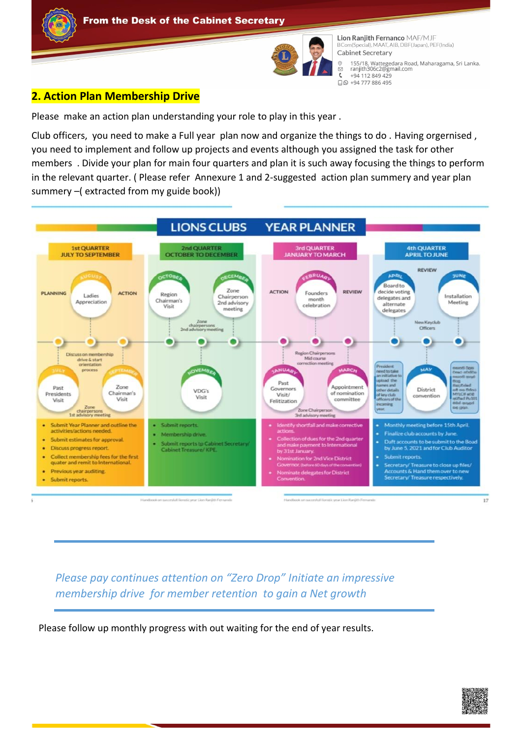## 2. Action Plan Membership Drive

Please make an action plan understanding your role to play in this year .

Club officers, you need to make a Full year plan now and organize the things to do . Having orgernised , you need to implement and follow up projects and events although you assigned the task for other members . Divide your plan for main four quarters and plan it is such away focusing the things to perform in the relevant quarter. ( Please refer Annexure 1 and 2-suggested action plan summery and year plan summery –( extracted from my guide book))

### LIONS CLUBS YEAR PLANNER

| 1st QUARTER JULY TO SEPTEMBER | 2nd QUARTER OCTOBER TO DECEMBER | 3rd QUARTER JANUARY TO MARCH | 4th QUARTER APRIL TO JUNE |
|---|---|---|---|
| PLANNING – ACTION | | ACTION – REVIEW | REVIEW |
| July: Past Presidents Visit | October: Region Chairman's Visit | January: Past Governors Visit/ Felitization | April: Board to decide voting delegates and alternate delegates |
| August: Ladies Appreciation | November: VDG's Visit | February: Founders month celebration | May: District convention |
| September: Zone Chairman's Visit | December: Zone Chairperson 2nd advisory meeting | March: Appointment of nomination committee | June: Installation Meeting |
| Discuss on membership drive & start orientation process; Zone chairpersons 1st advisory meeting | Zone chairpersons 2nd advisory meeting | Region Chairpersons Mid course correction meeting; Zone Chairperson 3rd advisory meeting | New Keyclub Officers; President need to take an initiative to upload the names and other details of key club officers of the incoming year. |
| • Submit Year Planner and outline the activities/actions needed.<br>• Submit estimates for approval.<br>• Discuss progress report.<br>• Collect membership fees for the first quater and remit to International.<br>• Previous year auditing.<br>• Submit reports. | • Submit reports.<br>• Membership drive.<br>• Submit reports tp Cabinet Secretary/ Cabinet Treasurer/ KPE. | • Identify shortfall and make corrective actions.<br>• Collection of dues for the 2nd quarter and make payment to International by 31st January.<br>• Nomination for 2nd Vice District Governor. (before 60 days of the convention)<br>• Nominate delegates for District Convention. | • Monthly meeting before 15th April.<br>• Finalize club accounts by June.<br>• Daft accounts to be submit to the Board by June 5, 2021 and for Club Auditor<br>• Submit reports.<br>• Secretary/ Treasure to close up files/ Accounts & Hand them over to new Secretary/ Treasure respectively. |

*Please pay continues attention on "Zero Drop" Initiate an impressive membership drive for member retention to gain a Net growth*

Please follow up monthly progress with out waiting for the end of year results.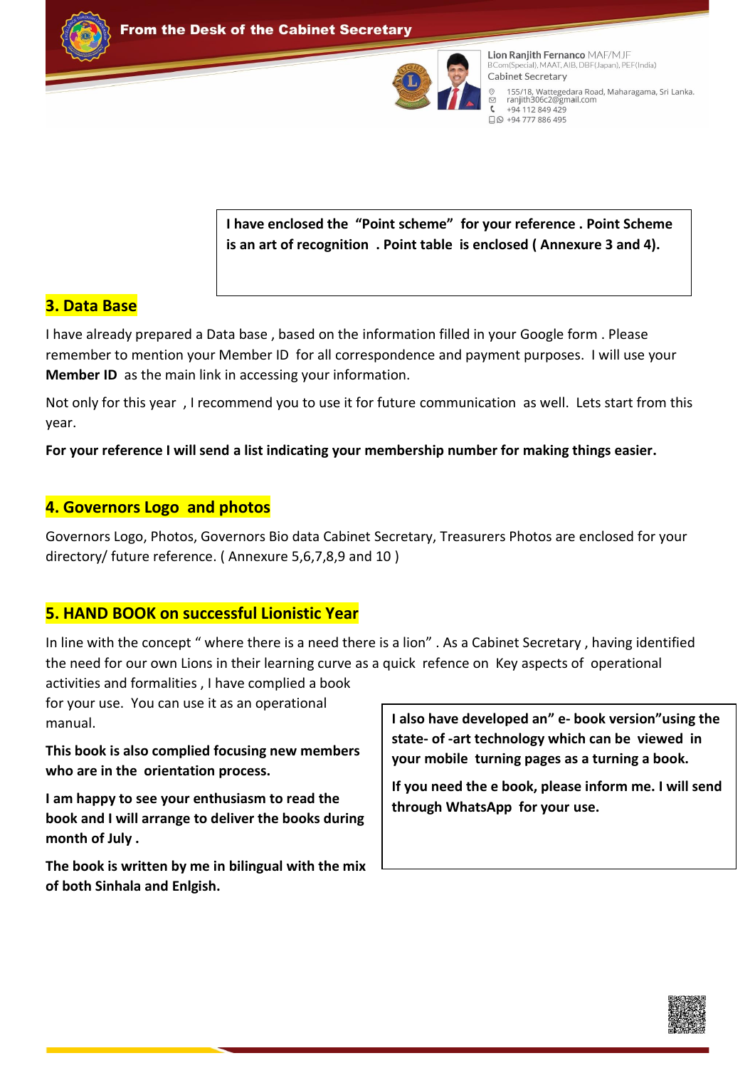**I have enclosed the "Point scheme" for your reference . Point Scheme is an art of recognition . Point table is enclosed ( Annexure 3 and 4).**

## 3. Data Base

I have already prepared a Data base , based on the information filled in your Google form . Please remember to mention your Member ID for all correspondence and payment purposes. I will use your **Member ID** as the main link in accessing your information.

Not only for this year , I recommend you to use it for future communication as well. Lets start from this year.

**For your reference I will send a list indicating your membership number for making things easier.**

## 4. Governors Logo and photos

Governors Logo, Photos, Governors Bio data Cabinet Secretary, Treasurers Photos are enclosed for your directory/ future reference. ( Annexure 5,6,7,8,9 and 10 )

## 5. HAND BOOK on successful Lionistic Year

In line with the concept " where there is a need there is a lion" . As a Cabinet Secretary , having identified the need for our own Lions in their learning curve as a quick refence on Key aspects of operational activities and formalities , I have complied a book for your use. You can use it as an operational manual.

**This book is also complied focusing new members who are in the orientation process.**

**I am happy to see your enthusiasm to read the book and I will arrange to deliver the books during month of July .**

**The book is written by me in bilingual with the mix of both Sinhala and Enlgish.**

**I also have developed an" e- book version"using the state- of -art technology which can be viewed in your mobile turning pages as a turning a book.**

**If you need the e book, please inform me. I will send through WhatsApp for your use.**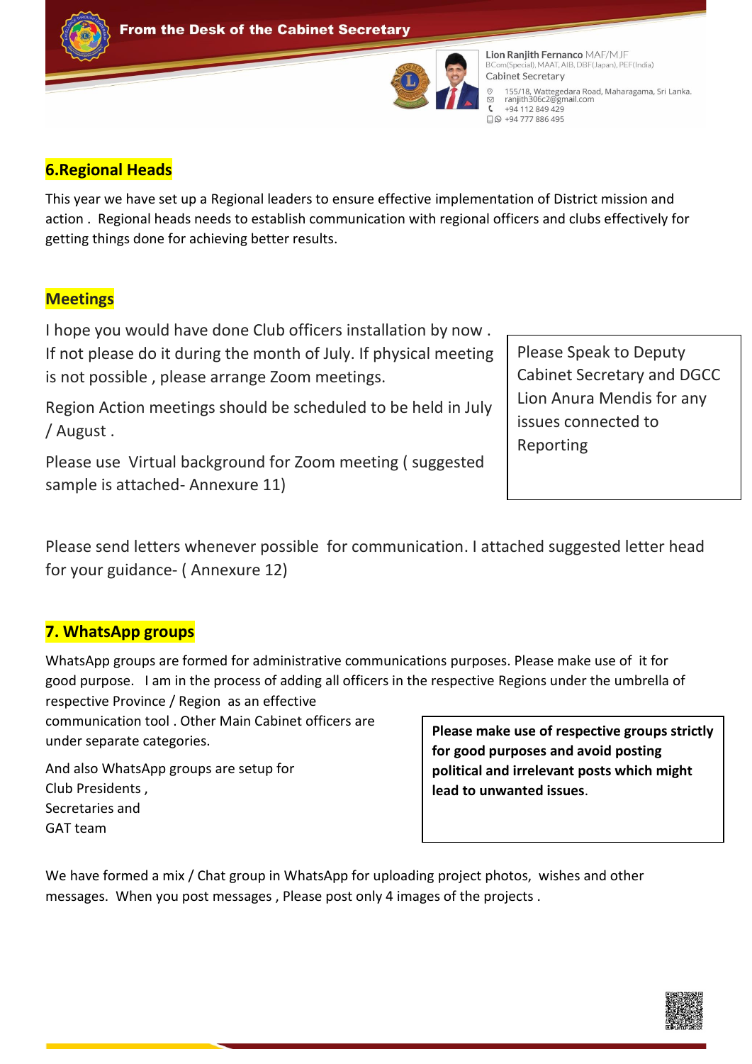## 6.Regional Heads

This year we have set up a Regional leaders to ensure effective implementation of District mission and action . Regional heads needs to establish communication with regional officers and clubs effectively for getting things done for achieving better results.

## Meetings

I hope you would have done Club officers installation by now . If not please do it during the month of July. If physical meeting is not possible , please arrange Zoom meetings.

Region Action meetings should be scheduled to be held in July / August .

Please use Virtual background for Zoom meeting ( suggested sample is attached- Annexure 11)

> Please Speak to Deputy Cabinet Secretary and DGCC Lion Anura Mendis for any issues connected to Reporting

Please send letters whenever possible for communication. I attached suggested letter head for your guidance- ( Annexure 12)

## 7. WhatsApp groups

WhatsApp groups are formed for administrative communications purposes. Please make use of it for good purpose. I am in the process of adding all officers in the respective Regions under the umbrella of respective Province / Region as an effective communication tool . Other Main Cabinet officers are under separate categories.

And also WhatsApp groups are setup for
Club Presidents ,
Secretaries and
GAT team

> **Please make use of respective groups strictly for good purposes and avoid posting political and irrelevant posts which might lead to unwanted issues.**

We have formed a mix / Chat group in WhatsApp for uploading project photos, wishes and other messages. When you post messages , Please post only 4 images of the projects .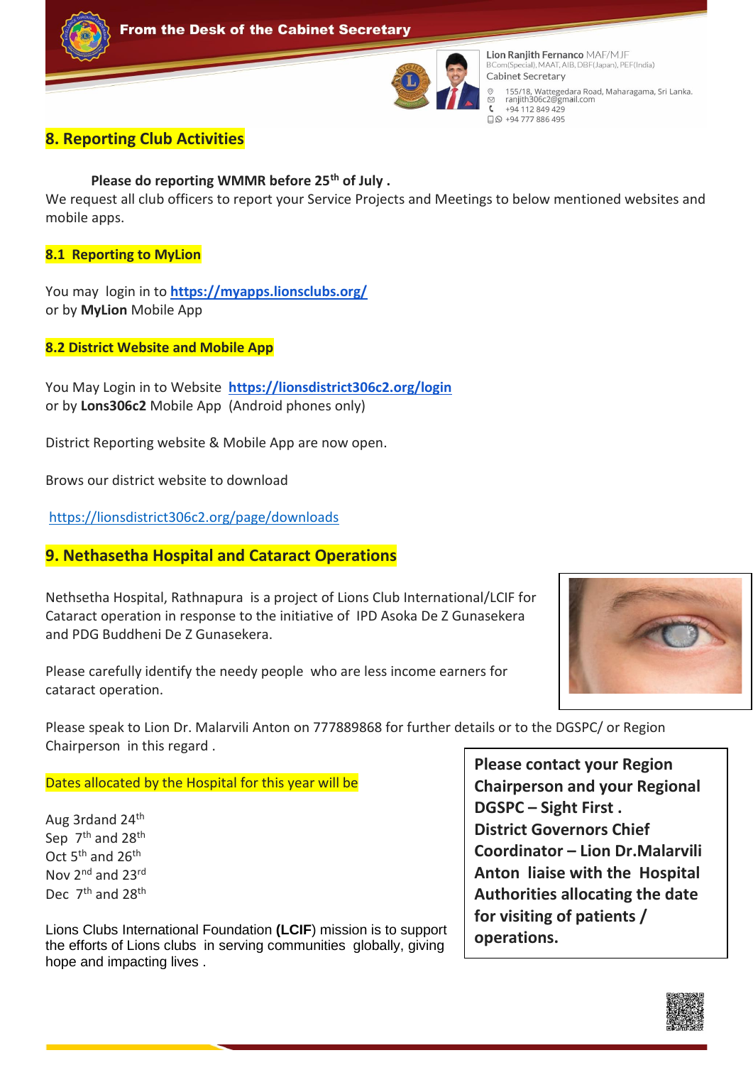From the Desk of the Cabinet Secretary

Lion Ranjith Fernanco MAF/MJF
BCom(Special), MAAT, AIB, DBF(Japan), PEF(India)
Cabinet Secretary

155/18, Wattegedara Road, Maharagama, Sri Lanka.
ranjith306c2@gmail.com
+94 112 849 429
+94 777 886 495

## 8. Reporting Club Activities

**Please do reporting WMMR before 25th of July .**

We request all club officers to report your Service Projects and Meetings to below mentioned websites and mobile apps.

### 8.1 Reporting to MyLion

You may login in to **https://myapps.lionsclubs.org/**
or by **MyLion** Mobile App

### 8.2 District Website and Mobile App

You May Login in to Website **https://lionsdistrict306c2.org/login**
or by **Lons306c2** Mobile App (Android phones only)

District Reporting website & Mobile App are now open.

Brows our district website to download

https://lionsdistrict306c2.org/page/downloads

## 9. Nethasetha Hospital and Cataract Operations

Nethsetha Hospital, Rathnapura is a project of Lions Club International/LCIF for Cataract operation in response to the initiative of IPD Asoka De Z Gunasekera and PDG Buddheni De Z Gunasekera.

Please carefully identify the needy people who are less income earners for cataract operation.

Please speak to Lion Dr. Malarvili Anton on 777889868 for further details or to the DGSPC/ or Region Chairperson in this regard .

Dates allocated by the Hospital for this year will be

Aug 3rdand 24th
Sep 7th and 28th
Oct 5th and 26th
Nov 2nd and 23rd
Dec 7th and 28th

Lions Clubs International Foundation **(LCIF)** mission is to support the efforts of Lions clubs in serving communities globally, giving hope and impacting lives .

**Please contact your Region Chairperson and your Regional DGSPC – Sight First . District Governors Chief Coordinator – Lion Dr.Malarvili Anton liaise with the Hospital Authorities allocating the date for visiting of patients / operations.**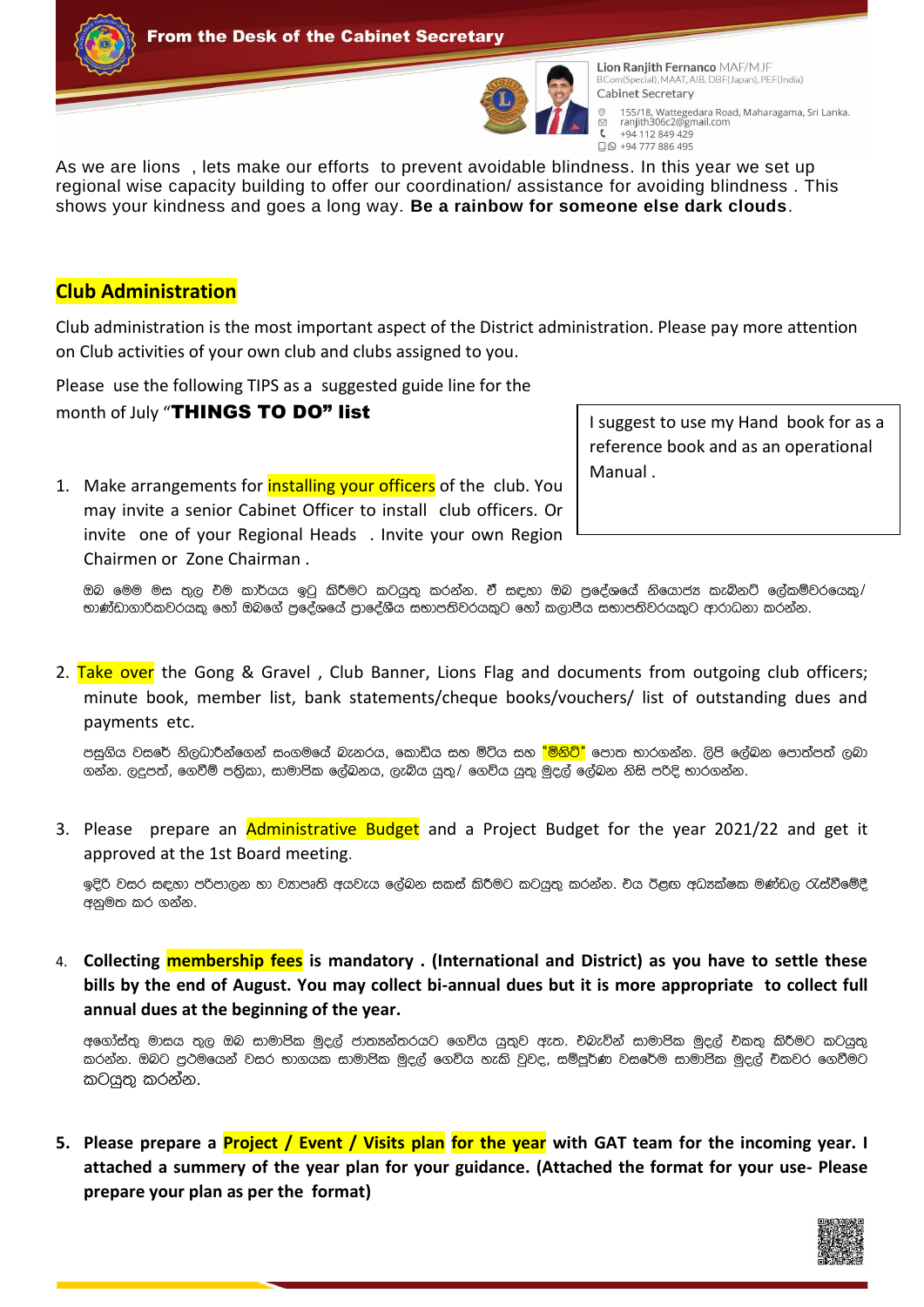From the Desk of the Cabinet Secretary

Lion Ranjith Fernanco MAF/MJF
BCom(Special), MAAT, AIB, DBF(Japan), PEF(India)
Cabinet Secretary

155/18, Wattegedara Road, Maharagama, Sri Lanka.
ranjith306c2@gmail.com
+94 112 849 429
+94 777 886 495

As we are lions , lets make our efforts to prevent avoidable blindness. In this year we set up regional wise capacity building to offer our coordination/ assistance for avoiding blindness . This shows your kindness and goes a long way. **Be a rainbow for someone else dark clouds**.

## Club Administration

Club administration is the most important aspect of the District administration. Please pay more attention on Club activities of your own club and clubs assigned to you.

Please use the following TIPS as a suggested guide line for the month of July "**THINGS TO DO" list**

I suggest to use my Hand book for as a reference book and as an operational Manual .

1. Make arrangements for installing your officers of the club. You may invite a senior Cabinet Officer to install club officers. Or invite one of your Regional Heads . Invite your own Region Chairmen or Zone Chairman .

   ඔබ මෙම මස තුල එම කාර්යය ඉටු කිරීමට කටයුතු කරන්න. ඒ සඳහා ඔබ ප්‍රදේශයේ නියොජ්‍ය කැබිනට් ලේකම්වරයෙකු/ භාණ්ඩාගාරිකවරයකු හෝ ඔබගේ ප්‍රදේශයේ ප්‍රාදේශීය සභාපතිවරයකුට හෝ කලාපීය සභාපතිවරයකුට ආරාධනා කරන්න.

2. Take over the Gong & Gravel , Club Banner, Lions Flag and documents from outgoing club officers; minute book, member list, bank statements/cheque books/vouchers/ list of outstanding dues and payments etc.

   පසුගිය වසරේ නිලධාරීන්ගෙන් සංගමයේ බැනරය, කොඩිය සහ මිටිය සහ "මිනිට්" පොත භාරගන්න. ලිපි ලේඛන පොත්පත් ලබා ගන්න. ලදුපත්, ගෙවීම් පත්‍රිකා, සාමාජික ලේඛනය, ලැබිය යුතු/ ගෙවිය යුතු මුදල් ලේඛන නිසි පරිදි භාරගන්න.

3. Please prepare an Administrative Budget and a Project Budget for the year 2021/22 and get it approved at the 1st Board meeting.

   ඉදිරි වසර සඳහා පරිපාලන හා ව්‍යාපෘති අයවැය ලේඛන සකස් කිරීමට කටයුතු කරන්න. එය ඊළඟ අධ්‍යක්ෂක මණ්ඩල රැස්වීමේදී අනුමත කර ගන්න.

4. **Collecting membership fees is mandatory . (International and District) as you have to settle these bills by the end of August. You may collect bi-annual dues but it is more appropriate to collect full annual dues at the beginning of the year.**

   අගෝස්තු මාසය තුල ඔබ සාමාජික මුදල් ජාත්‍යන්තරයට ගෙවිය යුතුව ඇත. එබැවින් සාමාජික මුදල් එකතු කිරීමට කටයුතු කරන්න. ඔබට ප්‍රථමයෙන් වසර භාගයක සාමාජික මුදල් ගෙවිය හැකි වුවද, සම්පූර්ණ වසරේම සාමාජික මුදල් එකවර ගෙවීමට කටයුතු කරන්න.

5. **Please prepare a Project / Event / Visits plan for the year with GAT team for the incoming year. I attached a summery of the year plan for your guidance. (Attached the format for your use- Please prepare your plan as per the format)**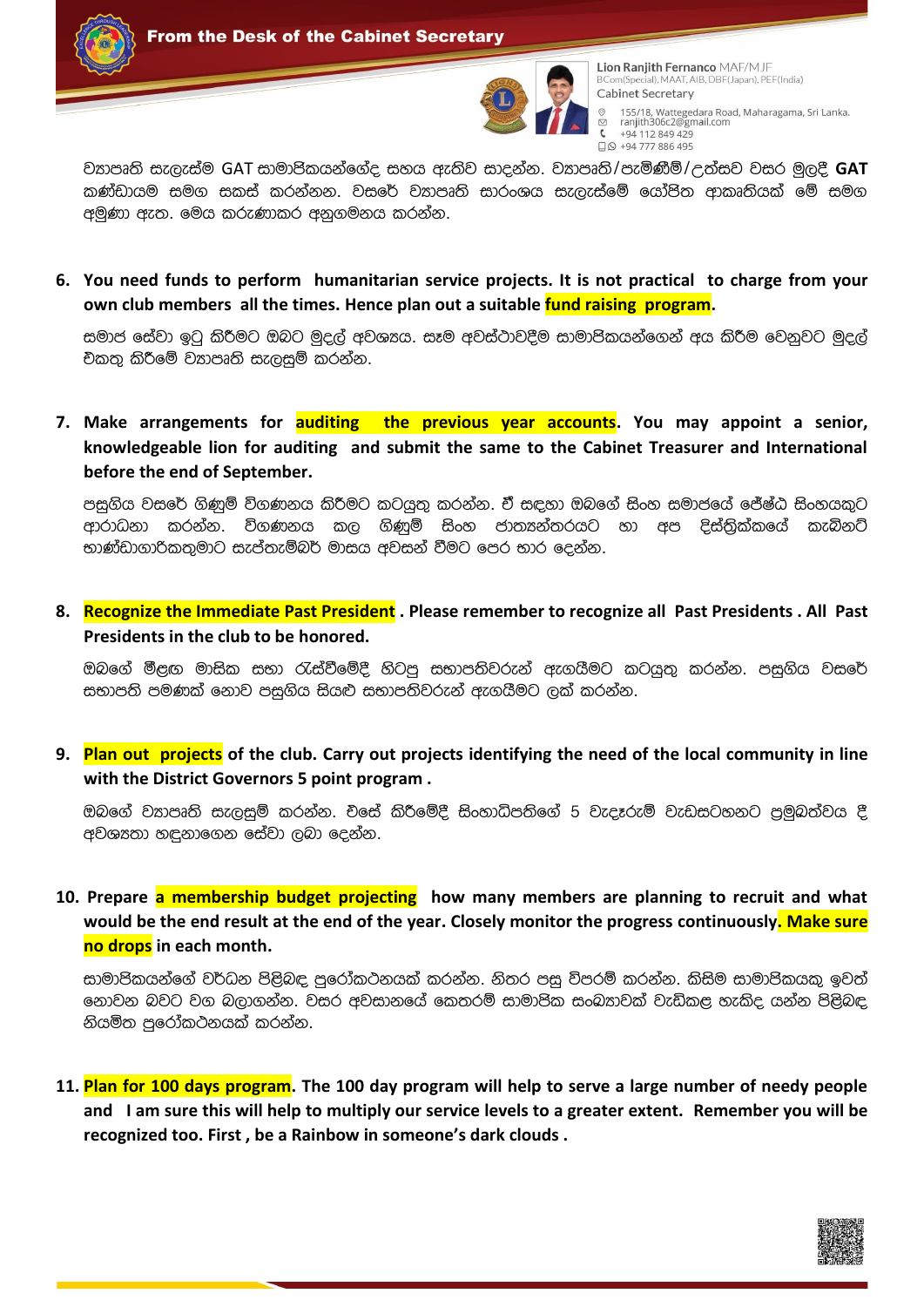ව්‍යාපෘති සැලැස්ම GAT සාමාජිකයන්ගේද සහය ඇතිව සාදන්න. ව්‍යාපෘති/පැමිණීම්/උත්සව වසර මුලදී **GAT** කණ්ඩායම සමග සකස් කරන්නන. වසරේ ව්‍යාපෘති සාරාංශය සැලැස්මේ යෝජිත ආකෘතියක් මේ සමග අමුණා ඇත. මෙය කරුණාකර අනුගමනය කරන්න.

6. **You need funds to perform humanitarian service projects. It is not practical to charge from your own club members all the times. Hence plan out a suitable fund raising program.**

   සමාජ සේවා ඉටු කිරීමට ඔබට මුදල් අවශ්‍යය. සෑම අවස්ථාවදීම සාමාජිකයන්ගෙන් අය කිරීම වෙනුවට මුදල් එකතු කිරීමේ ව්‍යාපෘති සැලසුම් කරන්න.

7. **Make arrangements for auditing the previous year accounts. You may appoint a senior, knowledgeable lion for auditing and submit the same to the Cabinet Treasurer and International before the end of September.**

   පසුගිය වසරේ ගිණුම් විගණනය කිරීමට කටයුතු කරන්න. ඒ සඳහා ඔබගේ සිංහ සමාජයේ ජේෂ්ඨ සිංහයකුට ආරාධනා කරන්න. විගණනය කල ගිණුම් සිංහ ජාත්‍යන්තරයට හා අප දිස්ත්‍රික්කයේ කැබිනට් භාණ්ඩාගාරිකතුමාට සැප්තැම්බර් මාසය අවසන් වීමට පෙර භාර දෙන්න.

8. **Recognize the Immediate Past President. Please remember to recognize all Past Presidents. All Past Presidents in the club to be honored.**

   ඔබගේ මීළග මාසික සභා රැස්වීමේදී හිටපු සභාපතිවරුන් ඇගයීමට කටයුතු කරන්න. පසුගිය වසරේ සභාපති පමණක් නොව පසුගිය සියළු සභාපතිවරුන් ඇගයීමට ලක් කරන්න.

9. **Plan out projects of the club. Carry out projects identifying the need of the local community in line with the District Governors 5 point program.**

   ඔබගේ ව්‍යාපෘති සැලසුම් කරන්න. එසේ කිරීමේදී සිංහාධිපතිගේ 5 වැදෑරුම් වැඩසටහනට ප්‍රමුඛත්වය දී අවශ්‍යතා හඳුනාගෙන සේවා ලබා දෙන්න.

10. **Prepare a membership budget projecting how many members are planning to recruit and what would be the end result at the end of the year. Closely monitor the progress continuously. Make sure no drops in each month.**

    සාමාජිකයන්ගේ වර්ධන පිළිබඳ පුරෝකථනයක් කරන්න. නිතර පසු විපරම් කරන්න. කිසිම සාමාජිකයකු ඉවත් නොවන බවට වග බලාගන්න. වසර අවසානයේ කෙතරම් සාමාජික සංඛ්‍යාවක් වැඩිකළ හැකිද යන්න පිළිබඳ නියමිත පුරෝකථනයක් කරන්න.

11. **Plan for 100 days program. The 100 day program will help to serve a large number of needy people and I am sure this will help to multiply our service levels to a greater extent. Remember you will be recognized too. First, be a Rainbow in someone's dark clouds.**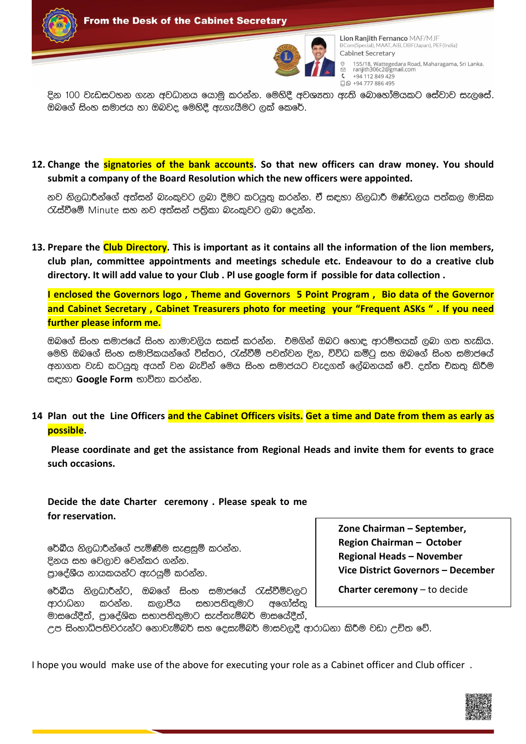දින 100 වැඩසටහන ගැන අවධානය යොමු කරන්න. මෙහිදී අවශ්‍යතා ඇති බොහෝමයකට සේවාව සැලසේ. ඔබගේ සිංහ සමාජය හා ඔබවද මෙහිදී ඇගැයීමට ලක් කෙරේ.

12. **Change the signatories of the bank accounts. So that new officers can draw money. You should submit a company of the Board Resolution which the new officers were appointed.**

නව නිලධාරීන්ගේ අත්සන් බැංකුවට ලබා දීමට කටයුතු කරන්න. ඒ සඳහා නිලධාරී මණ්ඩලය පත්කල මාසික රැස්වීමේ Minute සහ නව අත්සන් පත්‍රිකා බැංකුවට ලබා දෙන්න.

13. **Prepare the Club Directory. This is important as it contains all the information of the lion members, club plan, committee appointments and meetings schedule etc. Endeavour to do a creative club directory. It will add value to your Club . Pl use google form if possible for data collection .**

**I enclosed the Governors logo , Theme and Governors 5 Point Program , Bio data of the Governor and Cabinet Secretary , Cabinet Treasurers photo for meeting your "Frequent ASKs " . If you need further please inform me.**

ඔබගේ සිංහ සමාජයේ සිංහ නාමාවලිය සකස් කරන්න. එමගින් ඔබට හොඳ ආරම්භයක් ලබා ගත හැකිය. මෙහි ඔබගේ සිංහ සමාජිකයන්ගේ විස්තර, රැස්වීම් පවත්වන දින, විවිධ කමිටු සහ ඔබගේ සිංහ සමාජයේ අනාගත වැඩ කටයුතු අයත් වන බැවින් මෙය සිංහ සමාජයට වැදගත් ලේඛනයක් වේ. දත්ත එකතු කිරීම සඳහා **Google Form** භාවිතා කරන්න.

14 **Plan out the Line Officers and the Cabinet Officers visits. Get a time and Date from them as early as possible.**

**Please coordinate and get the assistance from Regional Heads and invite them for events to grace such occasions.**

**Decide the date Charter ceremony . Please speak to me for reservation.**

**Zone Chairman – September,**
**Region Chairman – October**
**Regional Heads – November**
**Vice District Governors – December**

**Charter ceremony** – to decide

ජ්‍යේෂ්ඨ නිලධාරීන්ගේ පැමිණීම සැළසුම් කරන්න.
දිනය සහ වෙලාව වෙන්කර ගන්න.
ප්‍රාදේශීය නායකයන්ට ඇරයුම් කරන්න.

ජ්‍යේෂ්ඨ නිලධාරීන්ට, ඔබගේ සිංහ සමාජයේ රැස්වීම්වලට ආරාධනා කරන්න. කලාපීය සභාපතිතුමාට අගෝස්තු මාසයේදීත්, ප්‍රාදේශික සභාපතිතුමාට සැප්තැම්බර් මාසයේදීත්, උප සිංහාධිපතිවරුන්ට නොවැම්බර් සහ දෙසැම්බර් මාසවලදී ආරාධනා කිරීම වඩා උචිත වේ.

I hope you would make use of the above for executing your role as a Cabinet officer and Club officer .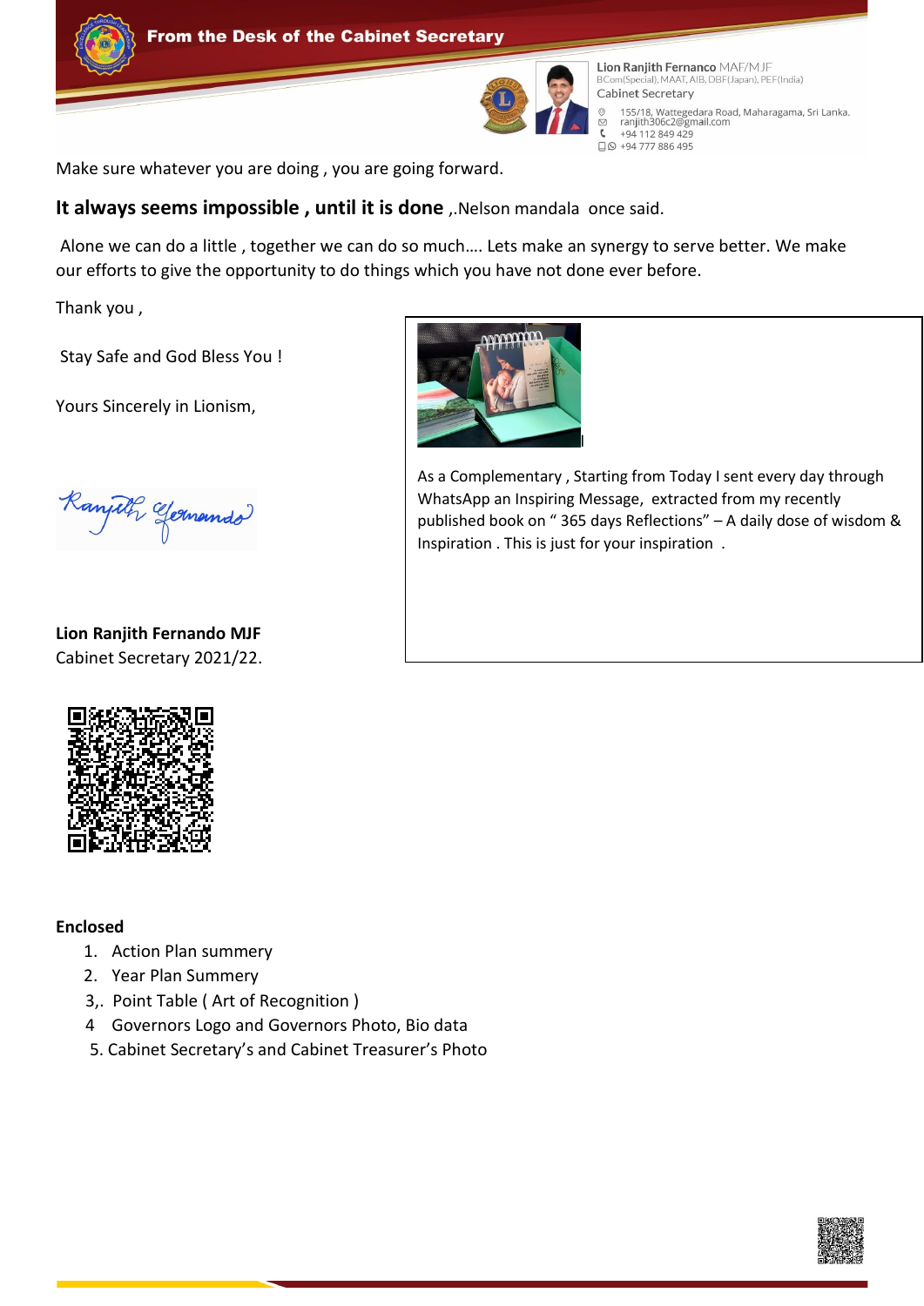Make sure whatever you are doing , you are going forward.

**It always seems impossible , until it is done** ,.Nelson mandala once said.

Alone we can do a little , together we can do so much…. Lets make an synergy to serve better. We make our efforts to give the opportunity to do things which you have not done ever before.

Thank you ,

Stay Safe and God Bless You !

Yours Sincerely in Lionism,

**Lion Ranjith Fernando MJF**
Cabinet Secretary 2021/22.

As a Complementary , Starting from Today I sent every day through WhatsApp an Inspiring Message, extracted from my recently published book on " 365 days Reflections" – A daily dose of wisdom & Inspiration . This is just for your inspiration .

**Enclosed**

1. Action Plan summery
2. Year Plan Summery
3,. Point Table ( Art of Recognition )
4 Governors Logo and Governors Photo, Bio data
5. Cabinet Secretary's and Cabinet Treasurer's Photo